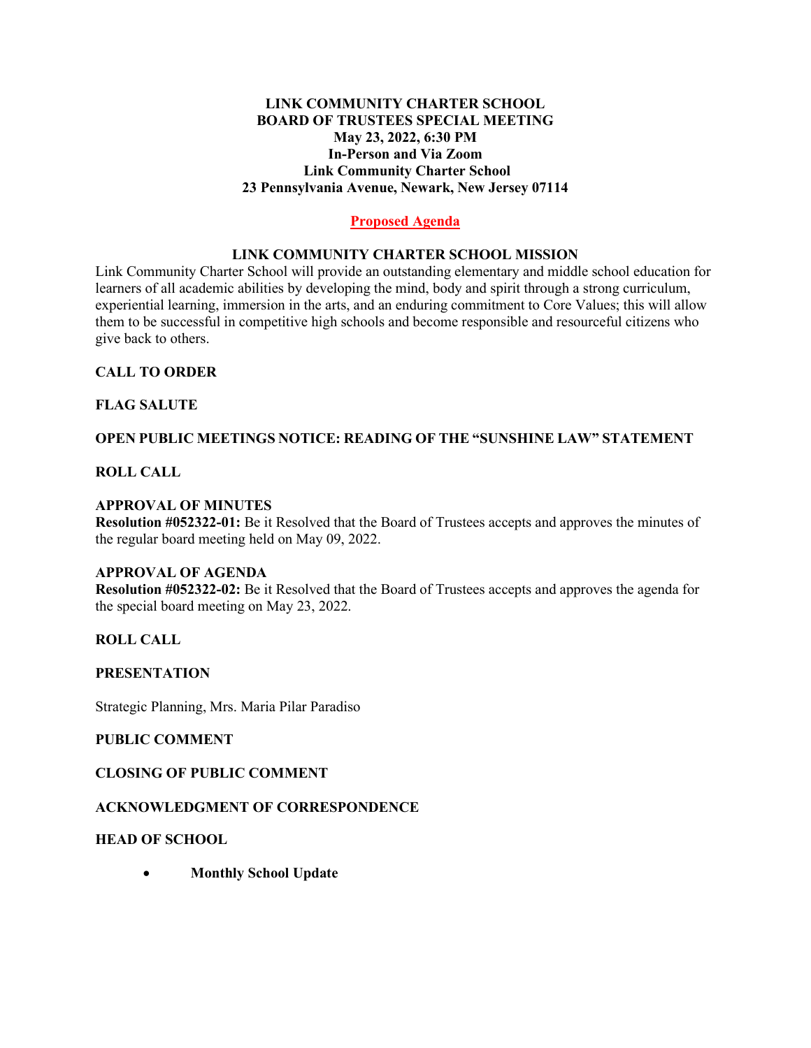**LINK COMMUNITY CHARTER SCHOOL**
**BOARD OF TRUSTEES SPECIAL MEETING**
**May 23, 2022, 6:30 PM**
**In-Person and Via Zoom**
**Link Community Charter School**
**23 Pennsylvania Avenue, Newark, New Jersey 07114**

**Proposed Agenda**

## LINK COMMUNITY CHARTER SCHOOL MISSION

Link Community Charter School will provide an outstanding elementary and middle school education for learners of all academic abilities by developing the mind, body and spirit through a strong curriculum, experiential learning, immersion in the arts, and an enduring commitment to Core Values; this will allow them to be successful in competitive high schools and become responsible and resourceful citizens who give back to others.

**CALL TO ORDER**

**FLAG SALUTE**

**OPEN PUBLIC MEETINGS NOTICE: READING OF THE "SUNSHINE LAW" STATEMENT**

**ROLL CALL**

**APPROVAL OF MINUTES**
**Resolution #052322-01:** Be it Resolved that the Board of Trustees accepts and approves the minutes of the regular board meeting held on May 09, 2022.

**APPROVAL OF AGENDA**
**Resolution #052322-02:** Be it Resolved that the Board of Trustees accepts and approves the agenda for the special board meeting on May 23, 2022.

**ROLL CALL**

**PRESENTATION**

Strategic Planning, Mrs. Maria Pilar Paradiso

**PUBLIC COMMENT**

**CLOSING OF PUBLIC COMMENT**

**ACKNOWLEDGMENT OF CORRESPONDENCE**

**HEAD OF SCHOOL**

- **Monthly School Update**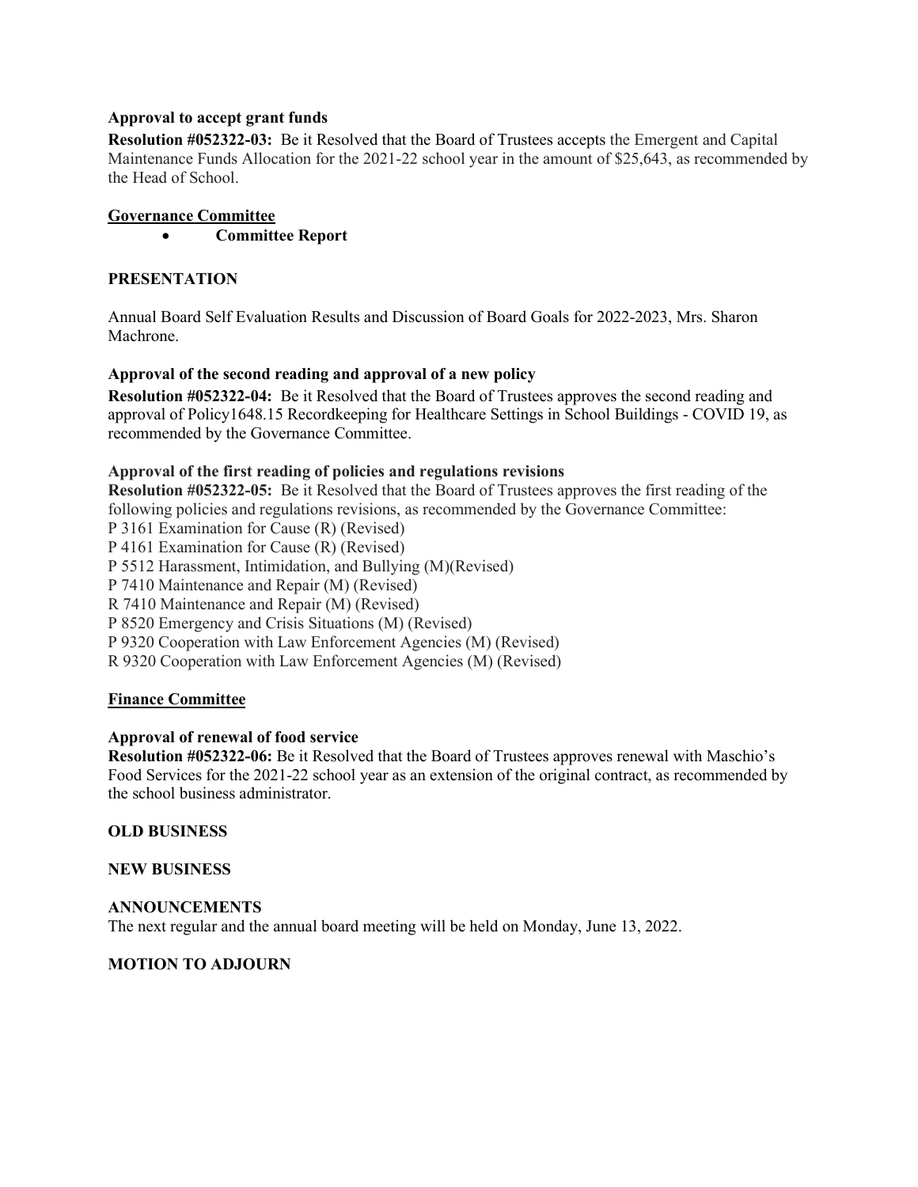**Approval to accept grant funds**

**Resolution #052322-03:** Be it Resolved that the Board of Trustees accepts the Emergent and Capital Maintenance Funds Allocation for the 2021-22 school year in the amount of $25,643, as recommended by the Head of School.

**Governance Committee**

- **Committee Report**

**PRESENTATION**

Annual Board Self Evaluation Results and Discussion of Board Goals for 2022-2023, Mrs. Sharon Machrone.

**Approval of the second reading and approval of a new policy**

**Resolution #052322-04:** Be it Resolved that the Board of Trustees approves the second reading and approval of Policy1648.15 Recordkeeping for Healthcare Settings in School Buildings - COVID 19, as recommended by the Governance Committee.

**Approval of the first reading of policies and regulations revisions**

**Resolution #052322-05:** Be it Resolved that the Board of Trustees approves the first reading of the following policies and regulations revisions, as recommended by the Governance Committee:
P 3161 Examination for Cause (R) (Revised)
P 4161 Examination for Cause (R) (Revised)
P 5512 Harassment, Intimidation, and Bullying (M)(Revised)
P 7410 Maintenance and Repair (M) (Revised)
R 7410 Maintenance and Repair (M) (Revised)
P 8520 Emergency and Crisis Situations (M) (Revised)
P 9320 Cooperation with Law Enforcement Agencies (M) (Revised)
R 9320 Cooperation with Law Enforcement Agencies (M) (Revised)

**Finance Committee**

**Approval of renewal of food service**

**Resolution #052322-06:** Be it Resolved that the Board of Trustees approves renewal with Maschio's Food Services for the 2021-22 school year as an extension of the original contract, as recommended by the school business administrator.

**OLD BUSINESS**

**NEW BUSINESS**

**ANNOUNCEMENTS**

The next regular and the annual board meeting will be held on Monday, June 13, 2022.

**MOTION TO ADJOURN**